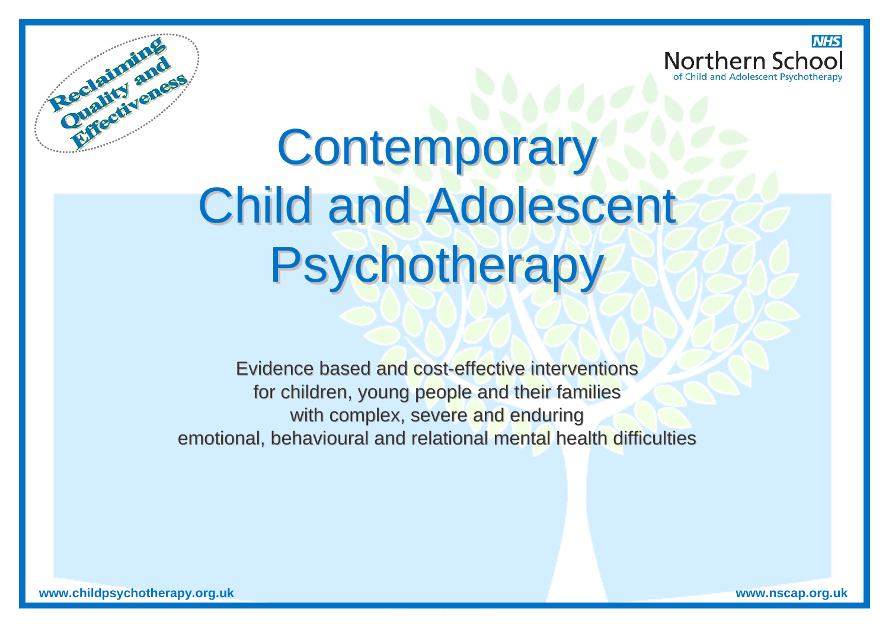Reclaiming Quality and Effectiveness

NHS
Northern School
of Child and Adolescent Psychotherapy

# Contemporary Child and Adolescent Psychotherapy

Evidence based and cost-effective interventions
for children, young people and their families
with complex, severe and enduring
emotional, behavioural and relational mental health difficulties

www.childpsychotherapy.org.uk

www.nscap.org.uk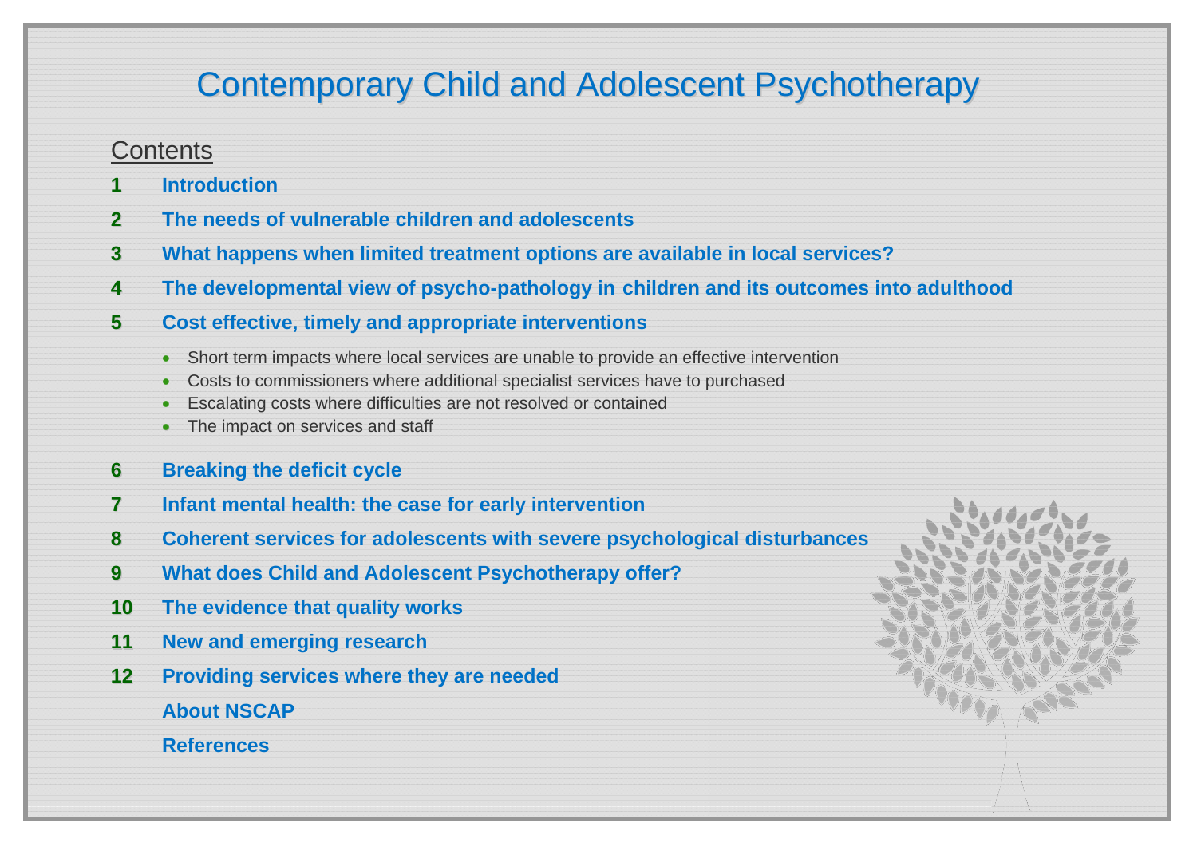# Contemporary Child and Adolescent Psychotherapy

## Contents

1. **Introduction**
2. **The needs of vulnerable children and adolescents**
3. **What happens when limited treatment options are available in local services?**
4. **The developmental view of psycho-pathology in children and its outcomes into adulthood**
5. **Cost effective, timely and appropriate interventions**
    - Short term impacts where local services are unable to provide an effective intervention
    - Costs to commissioners where additional specialist services have to purchased
    - Escalating costs where difficulties are not resolved or contained
    - The impact on services and staff
6. **Breaking the deficit cycle**
7. **Infant mental health: the case for early intervention**
8. **Coherent services for adolescents with severe psychological disturbances**
9. **What does Child and Adolescent Psychotherapy offer?**
10. **The evidence that quality works**
11. **New and emerging research**
12. **Providing services where they are needed**

**About NSCAP**

**References**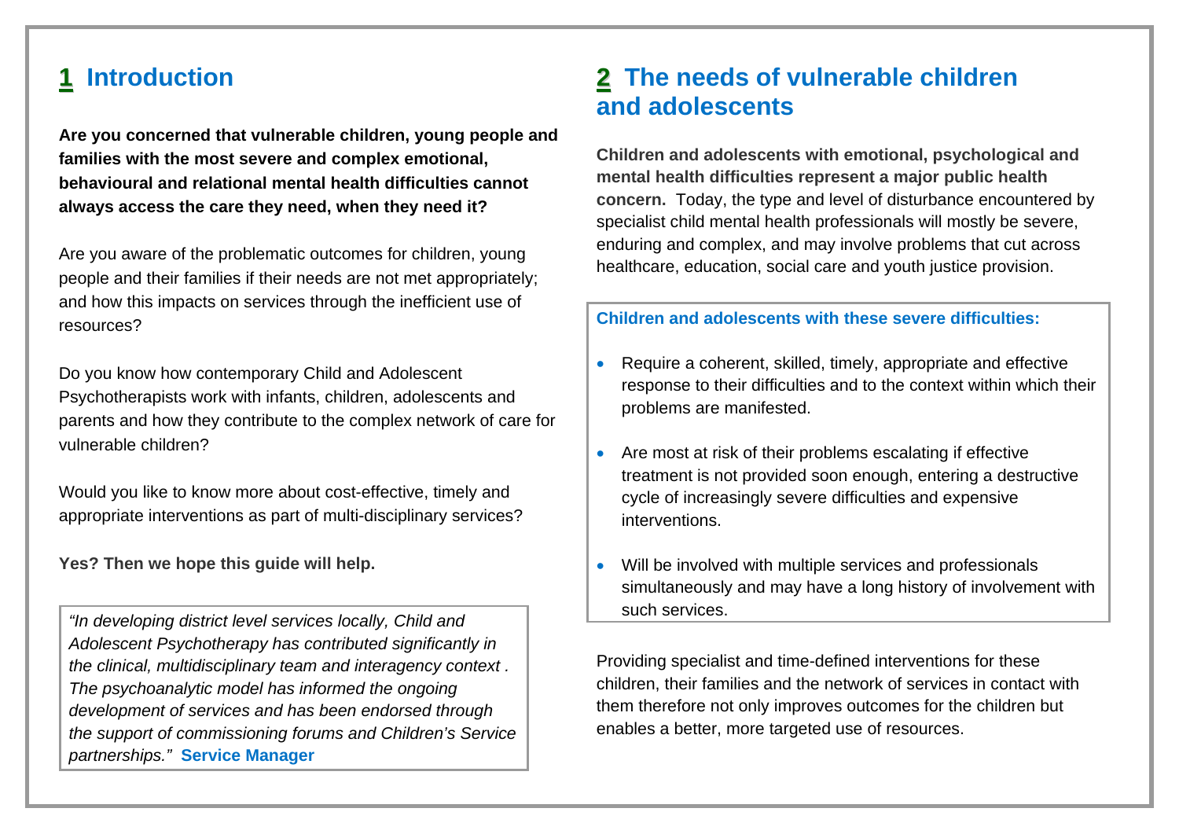## 1 Introduction

**Are you concerned that vulnerable children, young people and families with the most severe and complex emotional, behavioural and relational mental health difficulties cannot always access the care they need, when they need it?**

Are you aware of the problematic outcomes for children, young people and their families if their needs are not met appropriately; and how this impacts on services through the inefficient use of resources?

Do you know how contemporary Child and Adolescent Psychotherapists work with infants, children, adolescents and parents and how they contribute to the complex network of care for vulnerable children?

Would you like to know more about cost-effective, timely and appropriate interventions as part of multi-disciplinary services?

**Yes? Then we hope this guide will help.**

> *"In developing district level services locally, Child and Adolescent Psychotherapy has contributed significantly in the clinical, multidisciplinary team and interagency context . The psychoanalytic model has informed the ongoing development of services and has been endorsed through the support of commissioning forums and Children's Service partnerships."* **Service Manager**

## 2 The needs of vulnerable children and adolescents

**Children and adolescents with emotional, psychological and mental health difficulties represent a major public health concern.** Today, the type and level of disturbance encountered by specialist child mental health professionals will mostly be severe, enduring and complex, and may involve problems that cut across healthcare, education, social care and youth justice provision.

**Children and adolescents with these severe difficulties:**

- Require a coherent, skilled, timely, appropriate and effective response to their difficulties and to the context within which their problems are manifested.
- Are most at risk of their problems escalating if effective treatment is not provided soon enough, entering a destructive cycle of increasingly severe difficulties and expensive interventions.
- Will be involved with multiple services and professionals simultaneously and may have a long history of involvement with such services.

Providing specialist and time-defined interventions for these children, their families and the network of services in contact with them therefore not only improves outcomes for the children but enables a better, more targeted use of resources.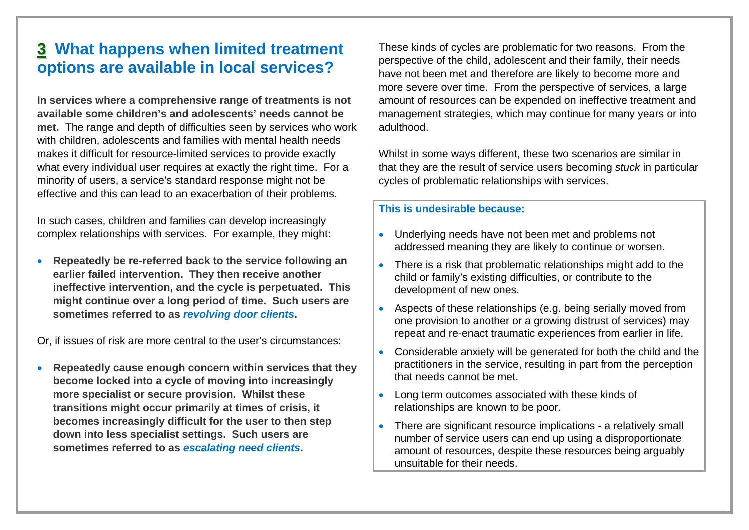## 3 What happens when limited treatment options are available in local services?

**In services where a comprehensive range of treatments is not available some children's and adolescents' needs cannot be met.** The range and depth of difficulties seen by services who work with children, adolescents and families with mental health needs makes it difficult for resource-limited services to provide exactly what every individual user requires at exactly the right time. For a minority of users, a service's standard response might not be effective and this can lead to an exacerbation of their problems.

In such cases, children and families can develop increasingly complex relationships with services. For example, they might:

- **Repeatedly be re-referred back to the service following an earlier failed intervention. They then receive another ineffective intervention, and the cycle is perpetuated. This might continue over a long period of time. Such users are sometimes referred to as *revolving door clients*.**

Or, if issues of risk are more central to the user's circumstances:

- **Repeatedly cause enough concern within services that they become locked into a cycle of moving into increasingly more specialist or secure provision. Whilst these transitions might occur primarily at times of crisis, it becomes increasingly difficult for the user to then step down into less specialist settings. Such users are sometimes referred to as *escalating need clients*.**

These kinds of cycles are problematic for two reasons. From the perspective of the child, adolescent and their family, their needs have not been met and therefore are likely to become more and more severe over time. From the perspective of services, a large amount of resources can be expended on ineffective treatment and management strategies, which may continue for many years or into adulthood.

Whilst in some ways different, these two scenarios are similar in that they are the result of service users becoming *stuck* in particular cycles of problematic relationships with services.

**This is undesirable because:**

- Underlying needs have not been met and problems not addressed meaning they are likely to continue or worsen.
- There is a risk that problematic relationships might add to the child or family's existing difficulties, or contribute to the development of new ones.
- Aspects of these relationships (e.g. being serially moved from one provision to another or a growing distrust of services) may repeat and re-enact traumatic experiences from earlier in life.
- Considerable anxiety will be generated for both the child and the practitioners in the service, resulting in part from the perception that needs cannot be met.
- Long term outcomes associated with these kinds of relationships are known to be poor.
- There are significant resource implications - a relatively small number of service users can end up using a disproportionate amount of resources, despite these resources being arguably unsuitable for their needs.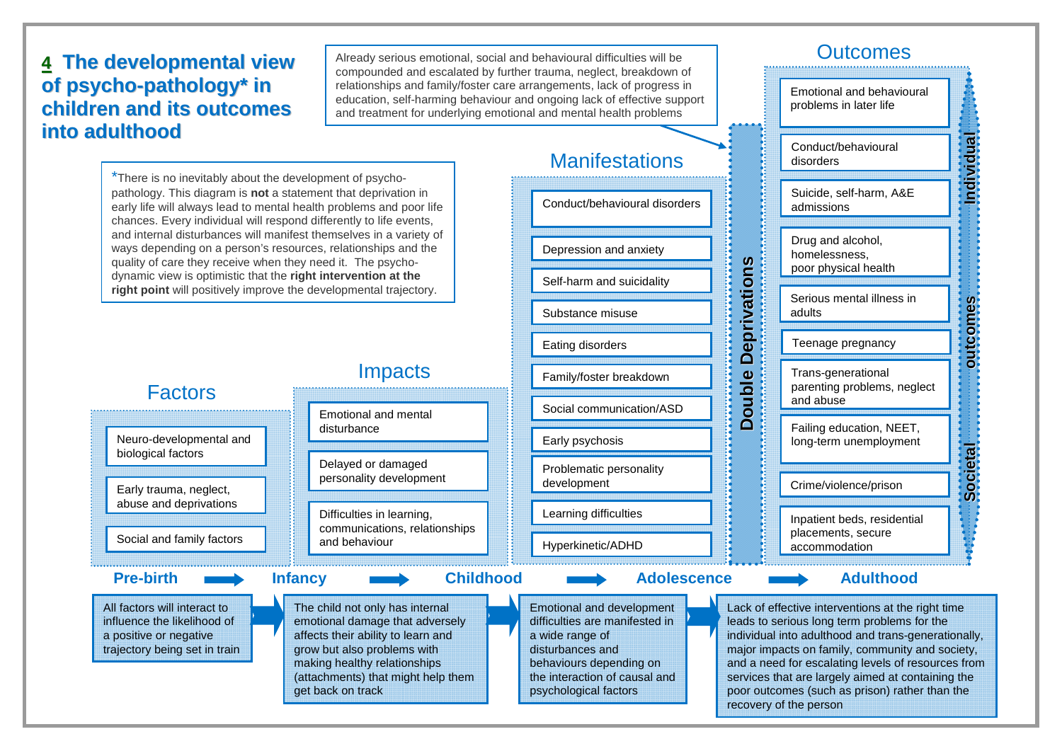# 4 The developmental view of psycho-pathology* in children and its outcomes into adulthood

*There is no inevitably about the development of psycho-pathology. This diagram is **not** a statement that deprivation in early life will always lead to mental health problems and poor life chances. Every individual will respond differently to life events, and internal disturbances will manifest themselves in a variety of ways depending on a person's resources, relationships and the quality of care they receive when they need it. The psycho-dynamic view is optimistic that the **right intervention at the right point** will positively improve the developmental trajectory.

Already serious emotional, social and behavioural difficulties will be compounded and escalated by further trauma, neglect, breakdown of relationships and family/foster care arrangements, lack of progress in education, self-harming behaviour and ongoing lack of effective support and treatment for underlying emotional and mental health problems

## Factors

- Neuro-developmental and biological factors
- Early trauma, neglect, abuse and deprivations
- Social and family factors

## Impacts

- Emotional and mental disturbance
- Delayed or damaged personality development
- Difficulties in learning, communications, relationships and behaviour

## Manifestations

- Conduct/behavioural disorders
- Depression and anxiety
- Self-harm and suicidality
- Substance misuse
- Eating disorders
- Family/foster breakdown
- Social communication/ASD
- Early psychosis
- Problematic personality development
- Learning difficulties
- Hyperkinetic/ADHD

## Double Deprivations

## Outcomes

Individual outcomes / Societal outcomes

- Emotional and behavioural problems in later life
- Conduct/behavioural disorders
- Suicide, self-harm, A&E admissions
- Drug and alcohol, homelessness, poor physical health
- Serious mental illness in adults
- Teenage pregnancy
- Trans-generational parenting problems, neglect and abuse
- Failing education, NEET, long-term unemployment
- Crime/violence/prison
- Inpatient beds, residential placements, secure accommodation

**Pre-birth → Infancy → Childhood → Adolescence → Adulthood**

- All factors will interact to influence the likelihood of a positive or negative trajectory being set in train
- The child not only has internal emotional damage that adversely affects their ability to learn and grow but also problems with making healthy relationships (attachments) that might help them get back on track
- Emotional and development difficulties are manifested in a wide range of disturbances and behaviours depending on the interaction of causal and psychological factors
- Lack of effective interventions at the right time leads to serious long term problems for the individual into adulthood and trans-generationally, major impacts on family, community and society, and a need for escalating levels of resources from services that are largely aimed at containing the poor outcomes (such as prison) rather than the recovery of the person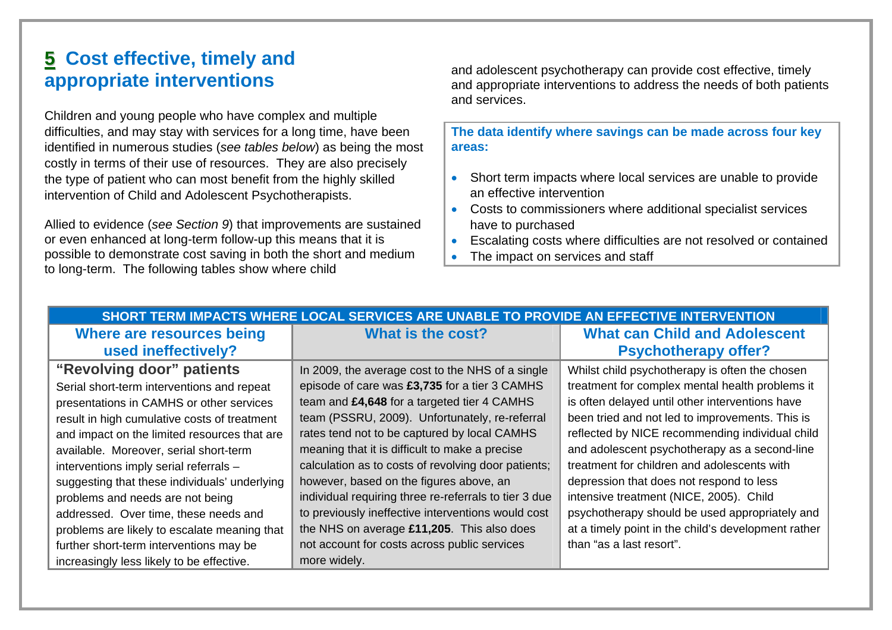## 5 Cost effective, timely and appropriate interventions

Children and young people who have complex and multiple difficulties, and may stay with services for a long time, have been identified in numerous studies (*see tables below*) as being the most costly in terms of their use of resources. They are also precisely the type of patient who can most benefit from the highly skilled intervention of Child and Adolescent Psychotherapists.

Allied to evidence (*see Section 9*) that improvements are sustained or even enhanced at long-term follow-up this means that it is possible to demonstrate cost saving in both the short and medium to long-term. The following tables show where child and adolescent psychotherapy can provide cost effective, timely and appropriate interventions to address the needs of both patients and services.

**The data identify where savings can be made across four key areas:**

- Short term impacts where local services are unable to provide an effective intervention
- Costs to commissioners where additional specialist services have to purchased
- Escalating costs where difficulties are not resolved or contained
- The impact on services and staff

| SHORT TERM IMPACTS WHERE LOCAL SERVICES ARE UNABLE TO PROVIDE AN EFFECTIVE INTERVENTION | | |
|---|---|---|
| **Where are resources being used ineffectively?** | **What is the cost?** | **What can Child and Adolescent Psychotherapy offer?** |
| **“Revolving door” patients**<br>Serial short-term interventions and repeat presentations in CAMHS or other services result in high cumulative costs of treatment and impact on the limited resources that are available. Moreover, serial short-term interventions imply serial referrals – suggesting that these individuals’ underlying problems and needs are not being addressed. Over time, these needs and problems are likely to escalate meaning that further short-term interventions may be increasingly less likely to be effective. | In 2009, the average cost to the NHS of a single episode of care was **£3,735** for a tier 3 CAMHS team and **£4,648** for a targeted tier 4 CAMHS team (PSSRU, 2009). Unfortunately, re-referral rates tend not to be captured by local CAMHS meaning that it is difficult to make a precise calculation as to costs of revolving door patients; however, based on the figures above, an individual requiring three re-referrals to tier 3 due to previously ineffective interventions would cost the NHS on average **£11,205**. This also does not account for costs across public services more widely. | Whilst child psychotherapy is often the chosen treatment for complex mental health problems it is often delayed until other interventions have been tried and not led to improvements. This is reflected by NICE recommending individual child and adolescent psychotherapy as a second-line treatment for children and adolescents with depression that does not respond to less intensive treatment (NICE, 2005). Child psychotherapy should be used appropriately and at a timely point in the child’s development rather than “as a last resort”. |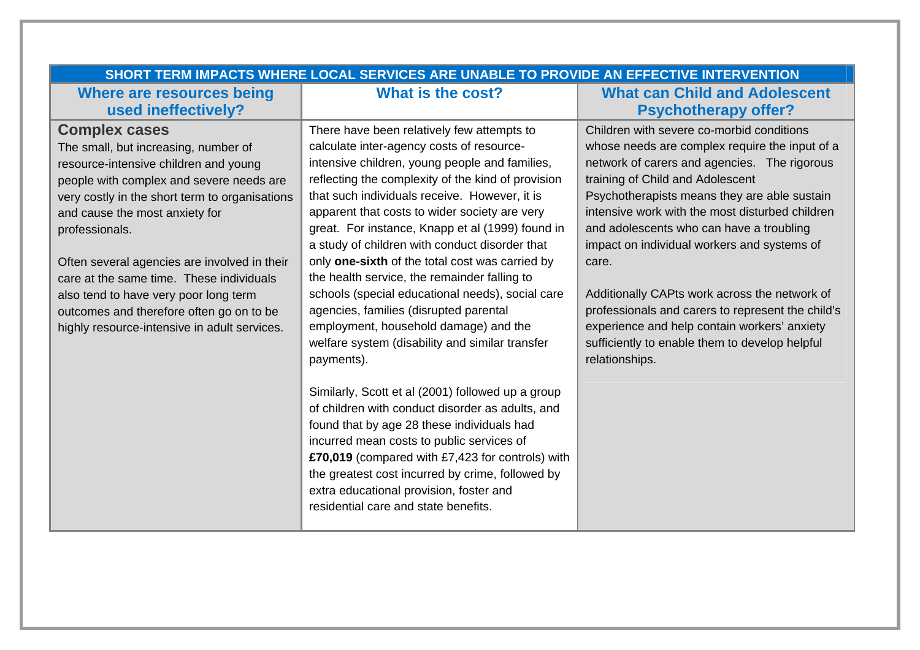| SHORT TERM IMPACTS WHERE LOCAL SERVICES ARE UNABLE TO PROVIDE AN EFFECTIVE INTERVENTION | | |
|---|---|---|
| **Where are resources being used ineffectively?** | **What is the cost?** | **What can Child and Adolescent Psychotherapy offer?** |
| **Complex cases**<br>The small, but increasing, number of resource-intensive children and young people with complex and severe needs are very costly in the short term to organisations and cause the most anxiety for professionals.<br><br>Often several agencies are involved in their care at the same time. These individuals also tend to have very poor long term outcomes and therefore often go on to be highly resource-intensive in adult services. | There have been relatively few attempts to calculate inter-agency costs of resource-intensive children, young people and families, reflecting the complexity of the kind of provision that such individuals receive. However, it is apparent that costs to wider society are very great. For instance, Knapp et al (1999) found in a study of children with conduct disorder that only **one-sixth** of the total cost was carried by the health service, the remainder falling to schools (special educational needs), social care agencies, families (disrupted parental employment, household damage) and the welfare system (disability and similar transfer payments).<br><br>Similarly, Scott et al (2001) followed up a group of children with conduct disorder as adults, and found that by age 28 these individuals had incurred mean costs to public services of **£70,019** (compared with £7,423 for controls) with the greatest cost incurred by crime, followed by extra educational provision, foster and residential care and state benefits. | Children with severe co-morbid conditions whose needs are complex require the input of a network of carers and agencies. The rigorous training of Child and Adolescent Psychotherapists means they are able sustain intensive work with the most disturbed children and adolescents who can have a troubling impact on individual workers and systems of care.<br><br>Additionally CAPts work across the network of professionals and carers to represent the child's experience and help contain workers' anxiety sufficiently to enable them to develop helpful relationships. |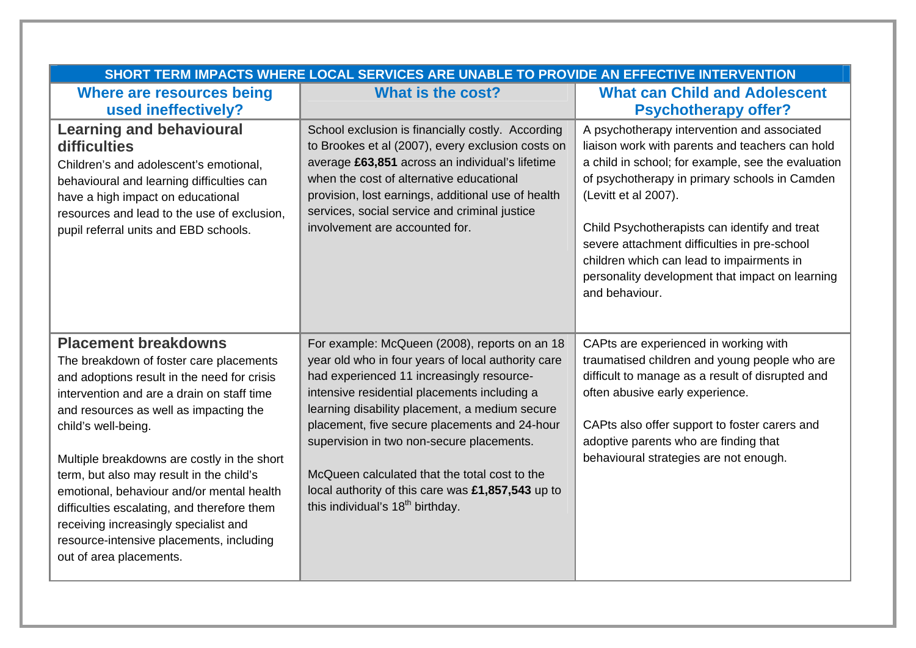| SHORT TERM IMPACTS WHERE LOCAL SERVICES ARE UNABLE TO PROVIDE AN EFFECTIVE INTERVENTION | | |
|---|---|---|
| **Where are resources being used ineffectively?** | **What is the cost?** | **What can Child and Adolescent Psychotherapy offer?** |
| **Learning and behavioural difficulties**<br>Children's and adolescent's emotional, behavioural and learning difficulties can have a high impact on educational resources and lead to the use of exclusion, pupil referral units and EBD schools. | School exclusion is financially costly. According to Brookes et al (2007), every exclusion costs on average **£63,851** across an individual's lifetime when the cost of alternative educational provision, lost earnings, additional use of health services, social service and criminal justice involvement are accounted for. | A psychotherapy intervention and associated liaison work with parents and teachers can hold a child in school; for example, see the evaluation of psychotherapy in primary schools in Camden (Levitt et al 2007).<br><br>Child Psychotherapists can identify and treat severe attachment difficulties in pre-school children which can lead to impairments in personality development that impact on learning and behaviour. |
| **Placement breakdowns**<br>The breakdown of foster care placements and adoptions result in the need for crisis intervention and are a drain on staff time and resources as well as impacting the child's well-being.<br><br>Multiple breakdowns are costly in the short term, but also may result in the child's emotional, behaviour and/or mental health difficulties escalating, and therefore them receiving increasingly specialist and resource-intensive placements, including out of area placements. | For example: McQueen (2008), reports on an 18 year old who in four years of local authority care had experienced 11 increasingly resource-intensive residential placements including a learning disability placement, a medium secure placement, five secure placements and 24-hour supervision in two non-secure placements.<br><br>McQueen calculated that the total cost to the local authority of this care was **£1,857,543** up to this individual's 18th birthday. | CAPts are experienced in working with traumatised children and young people who are difficult to manage as a result of disrupted and often abusive early experience.<br><br>CAPts also offer support to foster carers and adoptive parents who are finding that behavioural strategies are not enough. |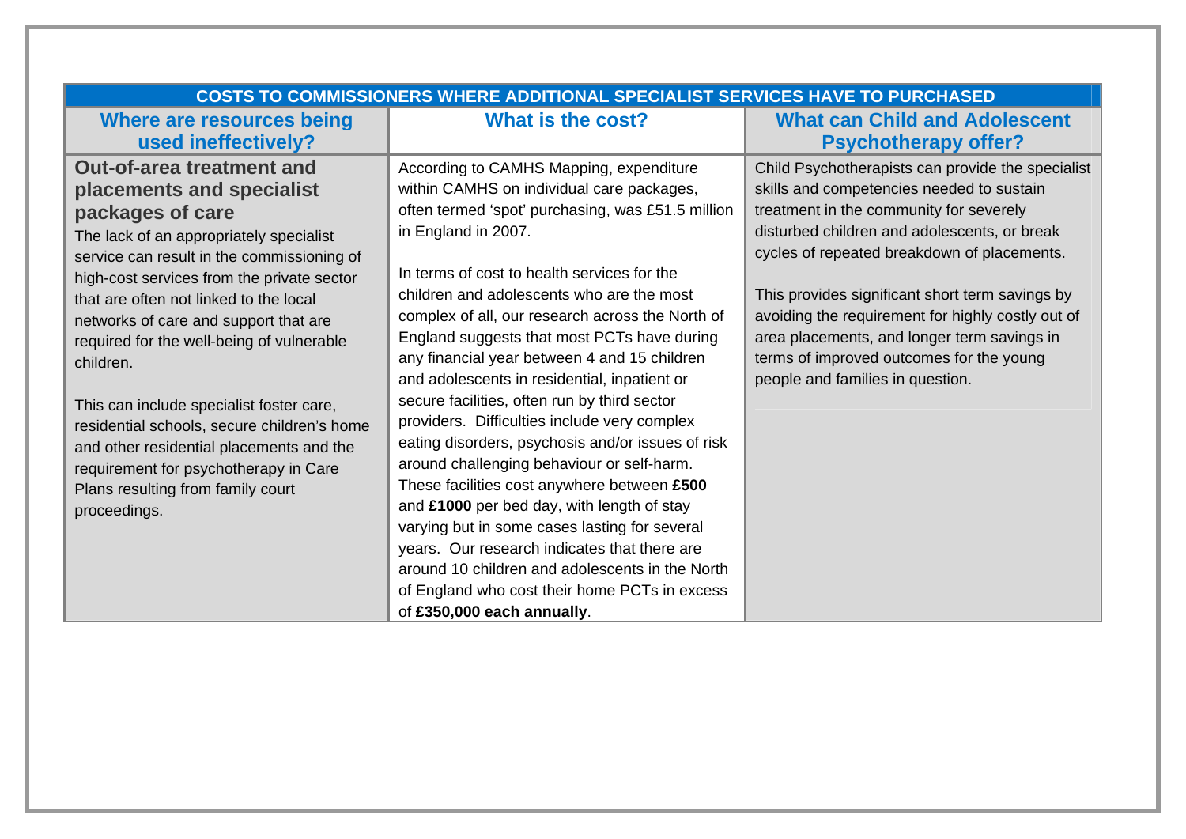| COSTS TO COMMISSIONERS WHERE ADDITIONAL SPECIALIST SERVICES HAVE TO PURCHASED | | |
|---|---|---|
| **Where are resources being used ineffectively?** | **What is the cost?** | **What can Child and Adolescent Psychotherapy offer?** |
| **Out-of-area treatment and placements and specialist packages of care**<br>The lack of an appropriately specialist service can result in the commissioning of high-cost services from the private sector that are often not linked to the local networks of care and support that are required for the well-being of vulnerable children.<br><br>This can include specialist foster care, residential schools, secure children's home and other residential placements and the requirement for psychotherapy in Care Plans resulting from family court proceedings. | According to CAMHS Mapping, expenditure within CAMHS on individual care packages, often termed 'spot' purchasing, was £51.5 million in England in 2007.<br><br>In terms of cost to health services for the children and adolescents who are the most complex of all, our research across the North of England suggests that most PCTs have during any financial year between 4 and 15 children and adolescents in residential, inpatient or secure facilities, often run by third sector providers. Difficulties include very complex eating disorders, psychosis and/or issues of risk around challenging behaviour or self-harm. These facilities cost anywhere between **£500** and **£1000** per bed day, with length of stay varying but in some cases lasting for several years. Our research indicates that there are around 10 children and adolescents in the North of England who cost their home PCTs in excess of **£350,000 each annually**. | Child Psychotherapists can provide the specialist skills and competencies needed to sustain treatment in the community for severely disturbed children and adolescents, or break cycles of repeated breakdown of placements.<br><br>This provides significant short term savings by avoiding the requirement for highly costly out of area placements, and longer term savings in terms of improved outcomes for the young people and families in question. |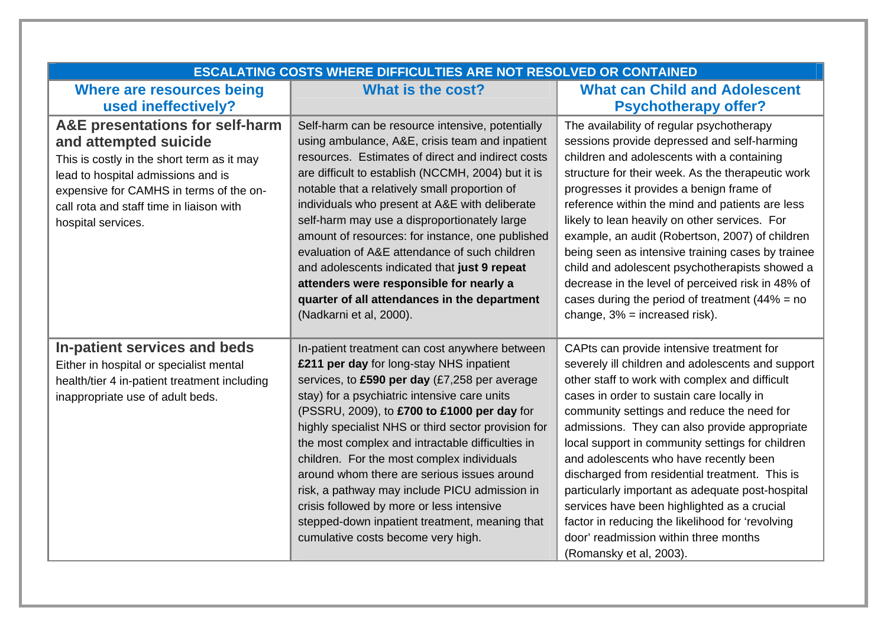| ESCALATING COSTS WHERE DIFFICULTIES ARE NOT RESOLVED OR CONTAINED | | |
|---|---|---|
| **Where are resources being used ineffectively?** | **What is the cost?** | **What can Child and Adolescent Psychotherapy offer?** |
| **A&E presentations for self-harm and attempted suicide** This is costly in the short term as it may lead to hospital admissions and is expensive for CAMHS in terms of the on-call rota and staff time in liaison with hospital services. | Self-harm can be resource intensive, potentially using ambulance, A&E, crisis team and inpatient resources. Estimates of direct and indirect costs are difficult to establish (NCCMH, 2004) but it is notable that a relatively small proportion of individuals who present at A&E with deliberate self-harm may use a disproportionately large amount of resources: for instance, one published evaluation of A&E attendance of such children and adolescents indicated that **just 9 repeat attenders were responsible for nearly a quarter of all attendances in the department** (Nadkarni et al, 2000). | The availability of regular psychotherapy sessions provide depressed and self-harming children and adolescents with a containing structure for their week. As the therapeutic work progresses it provides a benign frame of reference within the mind and patients are less likely to lean heavily on other services. For example, an audit (Robertson, 2007) of children being seen as intensive training cases by trainee child and adolescent psychotherapists showed a decrease in the level of perceived risk in 48% of cases during the period of treatment (44% = no change, 3% = increased risk). |
| **In-patient services and beds** Either in hospital or specialist mental health/tier 4 in-patient treatment including inappropriate use of adult beds. | In-patient treatment can cost anywhere between **£211 per day** for long-stay NHS inpatient services, to **£590 per day** (£7,258 per average stay) for a psychiatric intensive care units (PSSRU, 2009), to **£700 to £1000 per day** for highly specialist NHS or third sector provision for the most complex and intractable difficulties in children. For the most complex individuals around whom there are serious issues around risk, a pathway may include PICU admission in crisis followed by more or less intensive stepped-down inpatient treatment, meaning that cumulative costs become very high. | CAPts can provide intensive treatment for severely ill children and adolescents and support other staff to work with complex and difficult cases in order to sustain care locally in community settings and reduce the need for admissions. They can also provide appropriate local support in community settings for children and adolescents who have recently been discharged from residential treatment. This is particularly important as adequate post-hospital services have been highlighted as a crucial factor in reducing the likelihood for 'revolving door' readmission within three months (Romansky et al, 2003). |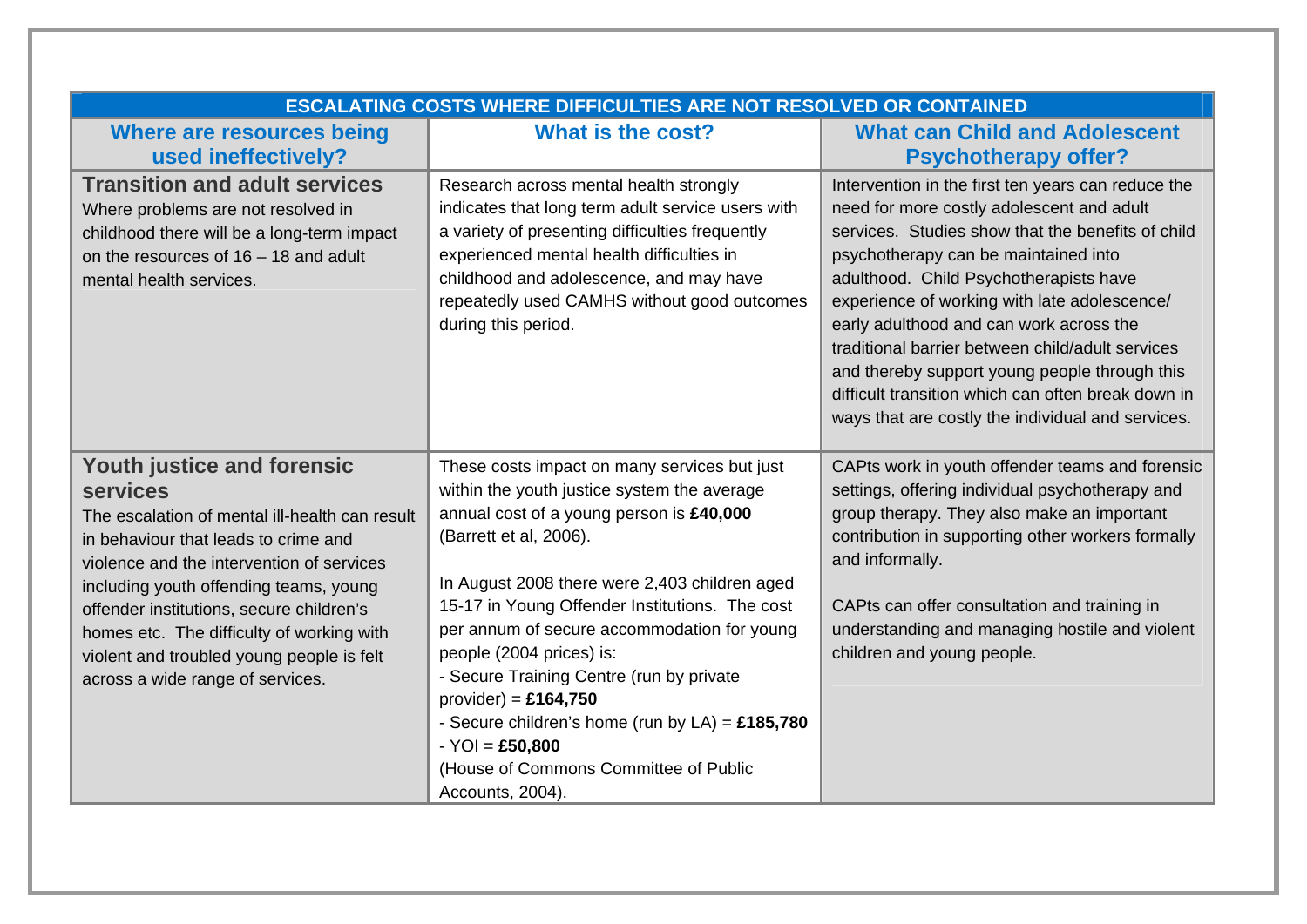| ESCALATING COSTS WHERE DIFFICULTIES ARE NOT RESOLVED OR CONTAINED | | |
|---|---|---|
| **Where are resources being used ineffectively?** | **What is the cost?** | **What can Child and Adolescent Psychotherapy offer?** |
| **Transition and adult services**<br>Where problems are not resolved in childhood there will be a long-term impact on the resources of 16 – 18 and adult mental health services. | Research across mental health strongly indicates that long term adult service users with a variety of presenting difficulties frequently experienced mental health difficulties in childhood and adolescence, and may have repeatedly used CAMHS without good outcomes during this period. | Intervention in the first ten years can reduce the need for more costly adolescent and adult services. Studies show that the benefits of child psychotherapy can be maintained into adulthood. Child Psychotherapists have experience of working with late adolescence/ early adulthood and can work across the traditional barrier between child/adult services and thereby support young people through this difficult transition which can often break down in ways that are costly the individual and services. |
| **Youth justice and forensic services**<br>The escalation of mental ill-health can result in behaviour that leads to crime and violence and the intervention of services including youth offending teams, young offender institutions, secure children's homes etc. The difficulty of working with violent and troubled young people is felt across a wide range of services. | These costs impact on many services but just within the youth justice system the average annual cost of a young person is **£40,000** (Barrett et al, 2006).<br><br>In August 2008 there were 2,403 children aged 15-17 in Young Offender Institutions. The cost per annum of secure accommodation for young people (2004 prices) is:<br>- Secure Training Centre (run by private provider) = **£164,750**<br>- Secure children's home (run by LA) = **£185,780**<br>- YOI = **£50,800**<br>(House of Commons Committee of Public Accounts, 2004). | CAPts work in youth offender teams and forensic settings, offering individual psychotherapy and group therapy. They also make an important contribution in supporting other workers formally and informally.<br><br>CAPts can offer consultation and training in understanding and managing hostile and violent children and young people. |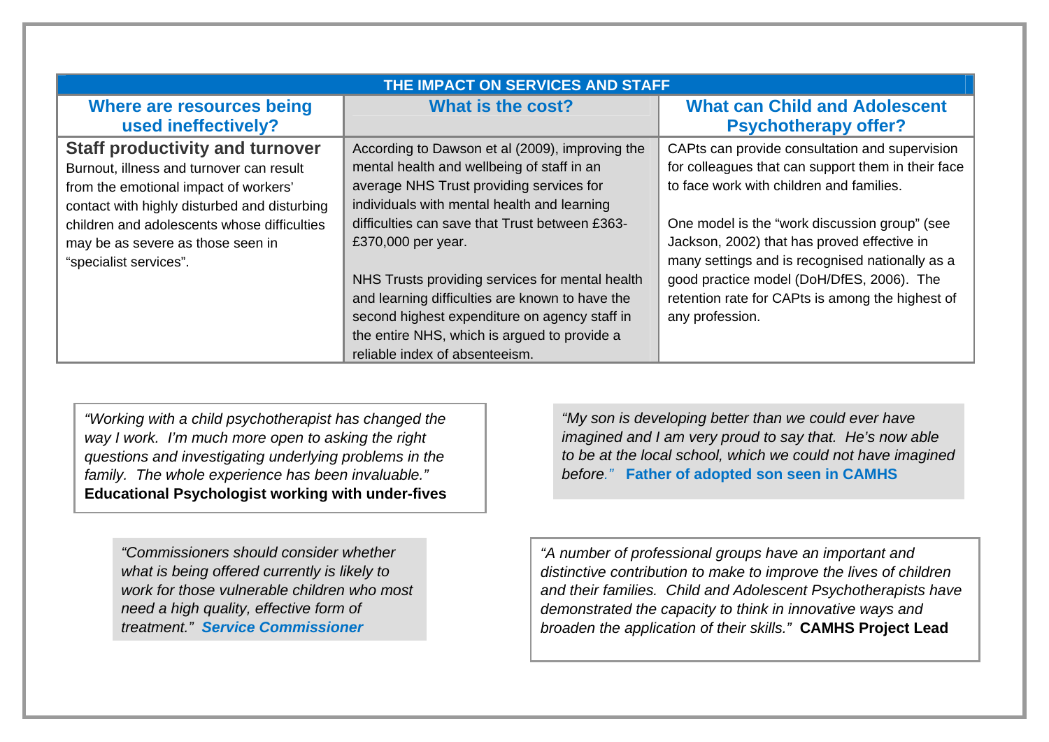| THE IMPACT ON SERVICES AND STAFF | | |
|---|---|---|
| **Where are resources being used ineffectively?** | **What is the cost?** | **What can Child and Adolescent Psychotherapy offer?** |
| **Staff productivity and turnover** Burnout, illness and turnover can result from the emotional impact of workers' contact with highly disturbed and disturbing children and adolescents whose difficulties may be as severe as those seen in "specialist services". | According to Dawson et al (2009), improving the mental health and wellbeing of staff in an average NHS Trust providing services for individuals with mental health and learning difficulties can save that Trust between £363-£370,000 per year.<br><br>NHS Trusts providing services for mental health and learning difficulties are known to have the second highest expenditure on agency staff in the entire NHS, which is argued to provide a reliable index of absenteeism. | CAPts can provide consultation and supervision for colleagues that can support them in their face to face work with children and families.<br><br>One model is the "work discussion group" (see Jackson, 2002) that has proved effective in many settings and is recognised nationally as a good practice model (DoH/DfES, 2006). The retention rate for CAPts is among the highest of any profession. |

*"Working with a child psychotherapist has changed the way I work. I'm much more open to asking the right questions and investigating underlying problems in the family. The whole experience has been invaluable."* **Educational Psychologist working with under-fives**

*"My son is developing better than we could ever have imagined and I am very proud to say that. He's now able to be at the local school, which we could not have imagined before."* **Father of adopted son seen in CAMHS**

*"Commissioners should consider whether what is being offered currently is likely to work for those vulnerable children who most need a high quality, effective form of treatment."* ***Service Commissioner***

*"A number of professional groups have an important and distinctive contribution to make to improve the lives of children and their families. Child and Adolescent Psychotherapists have demonstrated the capacity to think in innovative ways and broaden the application of their skills."* **CAMHS Project Lead**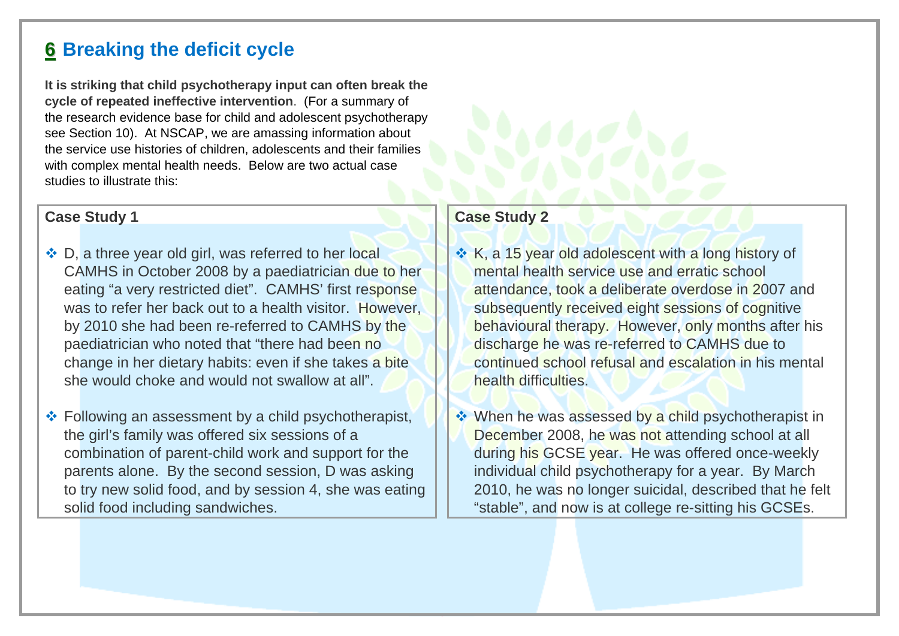## 6 Breaking the deficit cycle

**It is striking that child psychotherapy input can often break the cycle of repeated ineffective intervention**. (For a summary of the research evidence base for child and adolescent psychotherapy see Section 10). At NSCAP, we are amassing information about the service use histories of children, adolescents and their families with complex mental health needs. Below are two actual case studies to illustrate this:

### Case Study 1

- D, a three year old girl, was referred to her local CAMHS in October 2008 by a paediatrician due to her eating "a very restricted diet". CAMHS' first response was to refer her back out to a health visitor. However, by 2010 she had been re-referred to CAMHS by the paediatrician who noted that "there had been no change in her dietary habits: even if she takes a bite she would choke and would not swallow at all".
- Following an assessment by a child psychotherapist, the girl's family was offered six sessions of a combination of parent-child work and support for the parents alone. By the second session, D was asking to try new solid food, and by session 4, she was eating solid food including sandwiches.

### Case Study 2

- K, a 15 year old adolescent with a long history of mental health service use and erratic school attendance, took a deliberate overdose in 2007 and subsequently received eight sessions of cognitive behavioural therapy. However, only months after his discharge he was re-referred to CAMHS due to continued school refusal and escalation in his mental health difficulties.
- When he was assessed by a child psychotherapist in December 2008, he was not attending school at all during his GCSE year. He was offered once-weekly individual child psychotherapy for a year. By March 2010, he was no longer suicidal, described that he felt "stable", and now is at college re-sitting his GCSEs.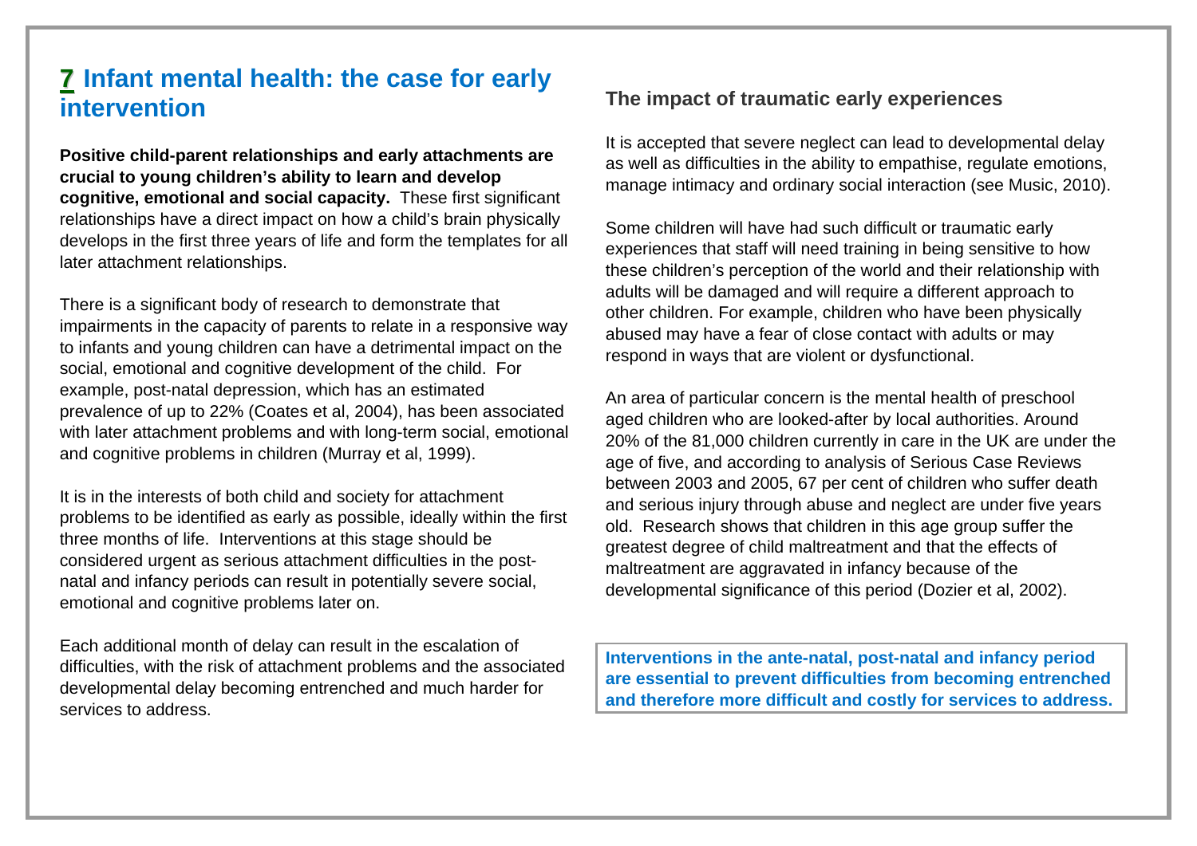# 7 Infant mental health: the case for early intervention

**Positive child-parent relationships and early attachments are crucial to young children's ability to learn and develop cognitive, emotional and social capacity.** These first significant relationships have a direct impact on how a child's brain physically develops in the first three years of life and form the templates for all later attachment relationships.

There is a significant body of research to demonstrate that impairments in the capacity of parents to relate in a responsive way to infants and young children can have a detrimental impact on the social, emotional and cognitive development of the child. For example, post-natal depression, which has an estimated prevalence of up to 22% (Coates et al, 2004), has been associated with later attachment problems and with long-term social, emotional and cognitive problems in children (Murray et al, 1999).

It is in the interests of both child and society for attachment problems to be identified as early as possible, ideally within the first three months of life. Interventions at this stage should be considered urgent as serious attachment difficulties in the post-natal and infancy periods can result in potentially severe social, emotional and cognitive problems later on.

Each additional month of delay can result in the escalation of difficulties, with the risk of attachment problems and the associated developmental delay becoming entrenched and much harder for services to address.

### The impact of traumatic early experiences

It is accepted that severe neglect can lead to developmental delay as well as difficulties in the ability to empathise, regulate emotions, manage intimacy and ordinary social interaction (see Music, 2010).

Some children will have had such difficult or traumatic early experiences that staff will need training in being sensitive to how these children's perception of the world and their relationship with adults will be damaged and will require a different approach to other children. For example, children who have been physically abused may have a fear of close contact with adults or may respond in ways that are violent or dysfunctional.

An area of particular concern is the mental health of preschool aged children who are looked-after by local authorities. Around 20% of the 81,000 children currently in care in the UK are under the age of five, and according to analysis of Serious Case Reviews between 2003 and 2005, 67 per cent of children who suffer death and serious injury through abuse and neglect are under five years old. Research shows that children in this age group suffer the greatest degree of child maltreatment and that the effects of maltreatment are aggravated in infancy because of the developmental significance of this period (Dozier et al, 2002).

**Interventions in the ante-natal, post-natal and infancy period are essential to prevent difficulties from becoming entrenched and therefore more difficult and costly for services to address.**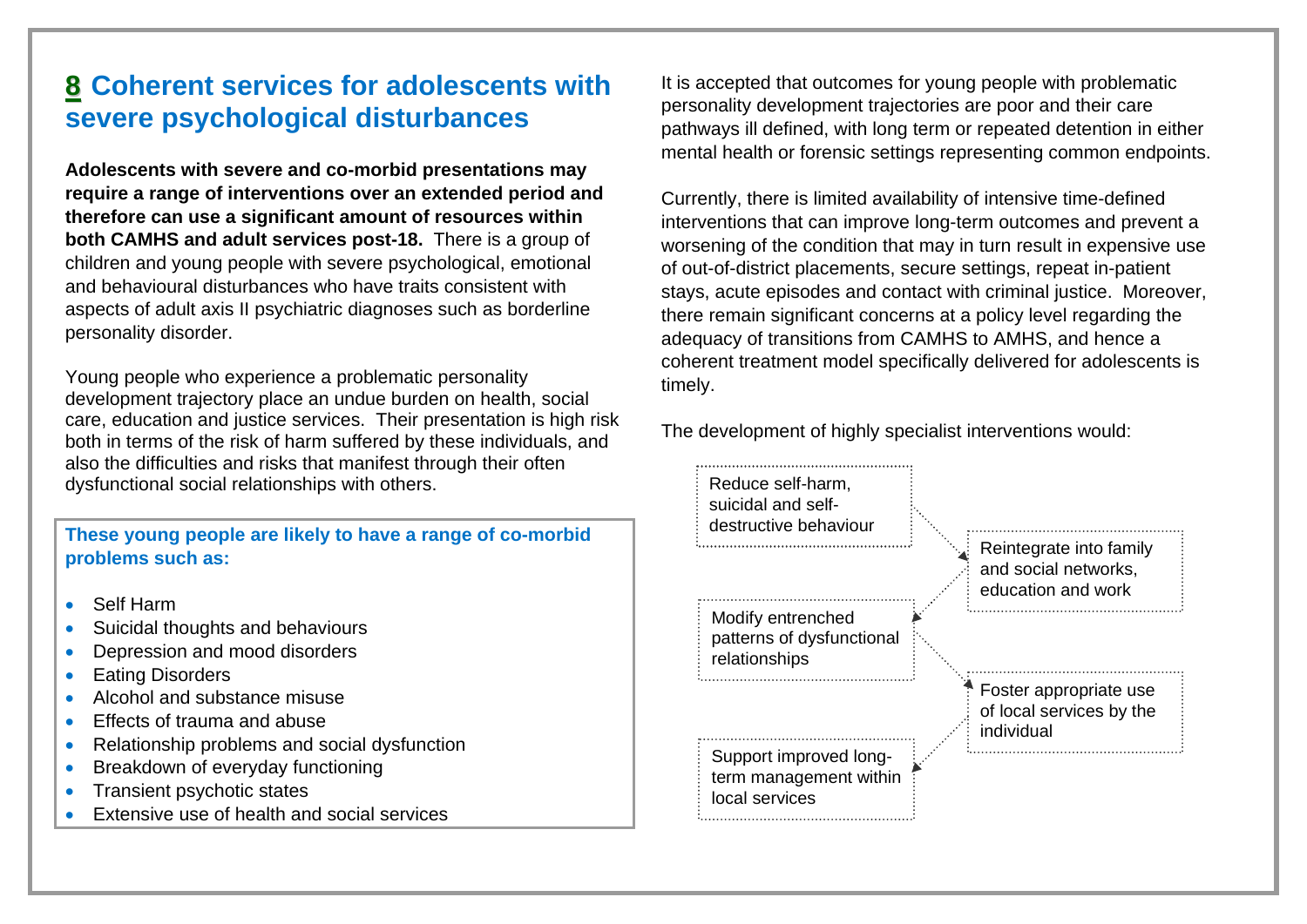## 8 Coherent services for adolescents with severe psychological disturbances

**Adolescents with severe and co-morbid presentations may require a range of interventions over an extended period and therefore can use a significant amount of resources within both CAMHS and adult services post-18.** There is a group of children and young people with severe psychological, emotional and behavioural disturbances who have traits consistent with aspects of adult axis II psychiatric diagnoses such as borderline personality disorder.

Young people who experience a problematic personality development trajectory place an undue burden on health, social care, education and justice services. Their presentation is high risk both in terms of the risk of harm suffered by these individuals, and also the difficulties and risks that manifest through their often dysfunctional social relationships with others.

**These young people are likely to have a range of co-morbid problems such as:**

- Self Harm
- Suicidal thoughts and behaviours
- Depression and mood disorders
- Eating Disorders
- Alcohol and substance misuse
- Effects of trauma and abuse
- Relationship problems and social dysfunction
- Breakdown of everyday functioning
- Transient psychotic states
- Extensive use of health and social services

It is accepted that outcomes for young people with problematic personality development trajectories are poor and their care pathways ill defined, with long term or repeated detention in either mental health or forensic settings representing common endpoints.

Currently, there is limited availability of intensive time-defined interventions that can improve long-term outcomes and prevent a worsening of the condition that may in turn result in expensive use of out-of-district placements, secure settings, repeat in-patient stays, acute episodes and contact with criminal justice. Moreover, there remain significant concerns at a policy level regarding the adequacy of transitions from CAMHS to AMHS, and hence a coherent treatment model specifically delivered for adolescents is timely.

The development of highly specialist interventions would:

- Reduce self-harm, suicidal and self-destructive behaviour
- Reintegrate into family and social networks, education and work
- Modify entrenched patterns of dysfunctional relationships
- Foster appropriate use of local services by the individual
- Support improved long-term management within local services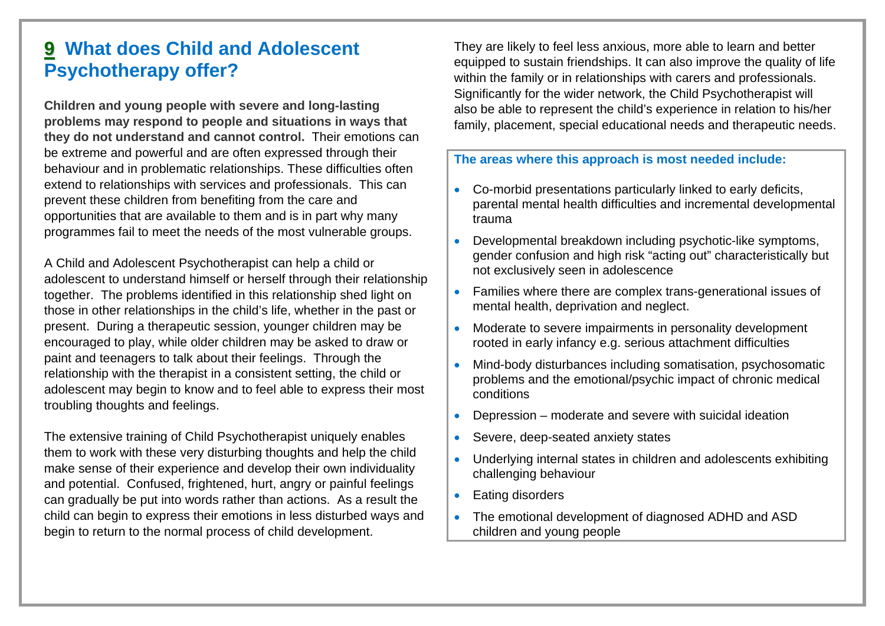## 9 What does Child and Adolescent Psychotherapy offer?

**Children and young people with severe and long-lasting problems may respond to people and situations in ways that they do not understand and cannot control.** Their emotions can be extreme and powerful and are often expressed through their behaviour and in problematic relationships. These difficulties often extend to relationships with services and professionals. This can prevent these children from benefiting from the care and opportunities that are available to them and is in part why many programmes fail to meet the needs of the most vulnerable groups.

A Child and Adolescent Psychotherapist can help a child or adolescent to understand himself or herself through their relationship together. The problems identified in this relationship shed light on those in other relationships in the child's life, whether in the past or present. During a therapeutic session, younger children may be encouraged to play, while older children may be asked to draw or paint and teenagers to talk about their feelings. Through the relationship with the therapist in a consistent setting, the child or adolescent may begin to know and to feel able to express their most troubling thoughts and feelings.

The extensive training of Child Psychotherapist uniquely enables them to work with these very disturbing thoughts and help the child make sense of their experience and develop their own individuality and potential. Confused, frightened, hurt, angry or painful feelings can gradually be put into words rather than actions. As a result the child can begin to express their emotions in less disturbed ways and begin to return to the normal process of child development.

They are likely to feel less anxious, more able to learn and better equipped to sustain friendships. It can also improve the quality of life within the family or in relationships with carers and professionals. Significantly for the wider network, the Child Psychotherapist will also be able to represent the child's experience in relation to his/her family, placement, special educational needs and therapeutic needs.

**The areas where this approach is most needed include:**

- Co-morbid presentations particularly linked to early deficits, parental mental health difficulties and incremental developmental trauma
- Developmental breakdown including psychotic-like symptoms, gender confusion and high risk "acting out" characteristically but not exclusively seen in adolescence
- Families where there are complex trans-generational issues of mental health, deprivation and neglect.
- Moderate to severe impairments in personality development rooted in early infancy e.g. serious attachment difficulties
- Mind-body disturbances including somatisation, psychosomatic problems and the emotional/psychic impact of chronic medical conditions
- Depression – moderate and severe with suicidal ideation
- Severe, deep-seated anxiety states
- Underlying internal states in children and adolescents exhibiting challenging behaviour
- Eating disorders
- The emotional development of diagnosed ADHD and ASD children and young people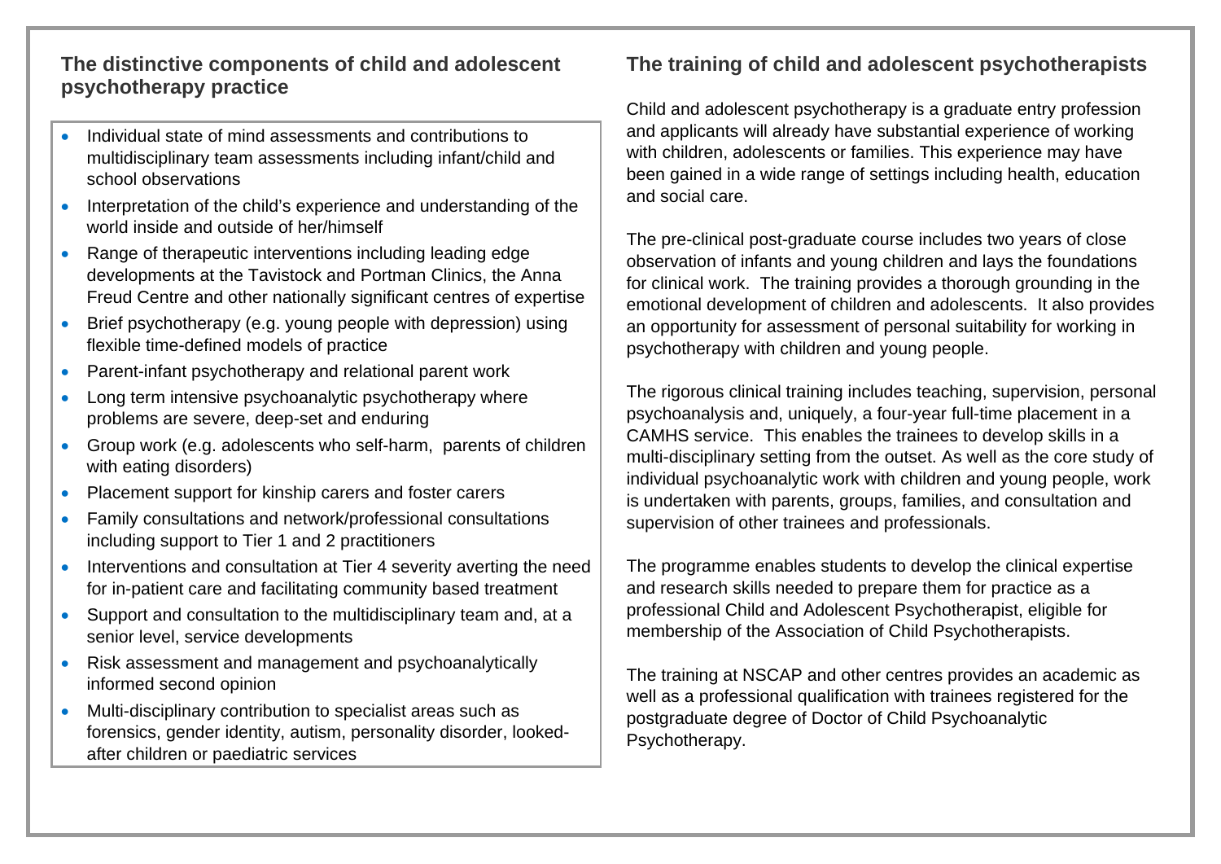## The distinctive components of child and adolescent psychotherapy practice

- Individual state of mind assessments and contributions to multidisciplinary team assessments including infant/child and school observations
- Interpretation of the child's experience and understanding of the world inside and outside of her/himself
- Range of therapeutic interventions including leading edge developments at the Tavistock and Portman Clinics, the Anna Freud Centre and other nationally significant centres of expertise
- Brief psychotherapy (e.g. young people with depression) using flexible time-defined models of practice
- Parent-infant psychotherapy and relational parent work
- Long term intensive psychoanalytic psychotherapy where problems are severe, deep-set and enduring
- Group work (e.g. adolescents who self-harm, parents of children with eating disorders)
- Placement support for kinship carers and foster carers
- Family consultations and network/professional consultations including support to Tier 1 and 2 practitioners
- Interventions and consultation at Tier 4 severity averting the need for in-patient care and facilitating community based treatment
- Support and consultation to the multidisciplinary team and, at a senior level, service developments
- Risk assessment and management and psychoanalytically informed second opinion
- Multi-disciplinary contribution to specialist areas such as forensics, gender identity, autism, personality disorder, looked-after children or paediatric services

## The training of child and adolescent psychotherapists

Child and adolescent psychotherapy is a graduate entry profession and applicants will already have substantial experience of working with children, adolescents or families. This experience may have been gained in a wide range of settings including health, education and social care.

The pre-clinical post-graduate course includes two years of close observation of infants and young children and lays the foundations for clinical work. The training provides a thorough grounding in the emotional development of children and adolescents. It also provides an opportunity for assessment of personal suitability for working in psychotherapy with children and young people.

The rigorous clinical training includes teaching, supervision, personal psychoanalysis and, uniquely, a four-year full-time placement in a CAMHS service. This enables the trainees to develop skills in a multi-disciplinary setting from the outset. As well as the core study of individual psychoanalytic work with children and young people, work is undertaken with parents, groups, families, and consultation and supervision of other trainees and professionals.

The programme enables students to develop the clinical expertise and research skills needed to prepare them for practice as a professional Child and Adolescent Psychotherapist, eligible for membership of the Association of Child Psychotherapists.

The training at NSCAP and other centres provides an academic as well as a professional qualification with trainees registered for the postgraduate degree of Doctor of Child Psychoanalytic Psychotherapy.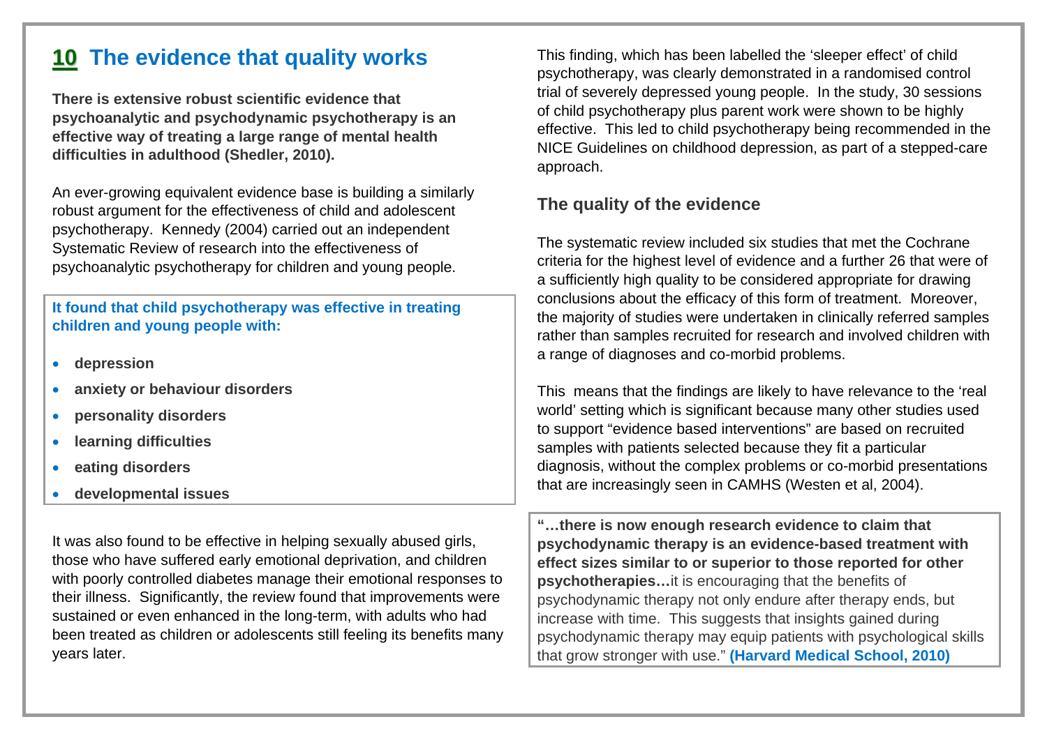# 10 The evidence that quality works

**There is extensive robust scientific evidence that psychoanalytic and psychodynamic psychotherapy is an effective way of treating a large range of mental health difficulties in adulthood (Shedler, 2010).**

An ever-growing equivalent evidence base is building a similarly robust argument for the effectiveness of child and adolescent psychotherapy. Kennedy (2004) carried out an independent Systematic Review of research into the effectiveness of psychoanalytic psychotherapy for children and young people.

**It found that child psychotherapy was effective in treating children and young people with:**

- **depression**
- **anxiety or behaviour disorders**
- **personality disorders**
- **learning difficulties**
- **eating disorders**
- **developmental issues**

It was also found to be effective in helping sexually abused girls, those who have suffered early emotional deprivation, and children with poorly controlled diabetes manage their emotional responses to their illness. Significantly, the review found that improvements were sustained or even enhanced in the long-term, with adults who had been treated as children or adolescents still feeling its benefits many years later.

This finding, which has been labelled the 'sleeper effect' of child psychotherapy, was clearly demonstrated in a randomised control trial of severely depressed young people. In the study, 30 sessions of child psychotherapy plus parent work were shown to be highly effective. This led to child psychotherapy being recommended in the NICE Guidelines on childhood depression, as part of a stepped-care approach.

## The quality of the evidence

The systematic review included six studies that met the Cochrane criteria for the highest level of evidence and a further 26 that were of a sufficiently high quality to be considered appropriate for drawing conclusions about the efficacy of this form of treatment. Moreover, the majority of studies were undertaken in clinically referred samples rather than samples recruited for research and involved children with a range of diagnoses and co-morbid problems.

This means that the findings are likely to have relevance to the 'real world' setting which is significant because many other studies used to support "evidence based interventions" are based on recruited samples with patients selected because they fit a particular diagnosis, without the complex problems or co-morbid presentations that are increasingly seen in CAMHS (Westen et al, 2004).

**"…there is now enough research evidence to claim that psychodynamic therapy is an evidence-based treatment with effect sizes similar to or superior to those reported for other psychotherapies…**it is encouraging that the benefits of psychodynamic therapy not only endure after therapy ends, but increase with time. This suggests that insights gained during psychodynamic therapy may equip patients with psychological skills that grow stronger with use." **(Harvard Medical School, 2010)**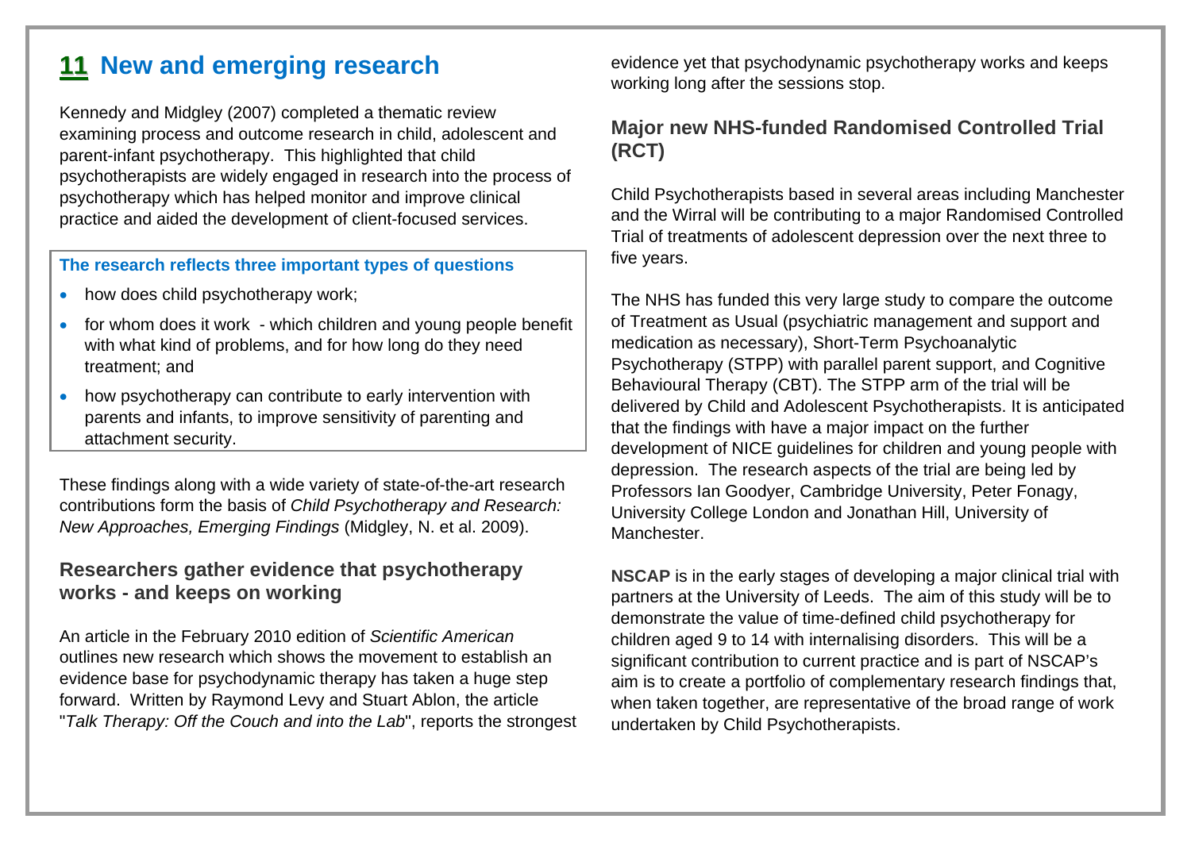# 11 New and emerging research

Kennedy and Midgley (2007) completed a thematic review examining process and outcome research in child, adolescent and parent-infant psychotherapy. This highlighted that child psychotherapists are widely engaged in research into the process of psychotherapy which has helped monitor and improve clinical practice and aided the development of client-focused services.

**The research reflects three important types of questions**

- how does child psychotherapy work;
- for whom does it work - which children and young people benefit with what kind of problems, and for how long do they need treatment; and
- how psychotherapy can contribute to early intervention with parents and infants, to improve sensitivity of parenting and attachment security.

These findings along with a wide variety of state-of-the-art research contributions form the basis of *Child Psychotherapy and Research: New Approaches, Emerging Findings* (Midgley, N. et al. 2009).

## Researchers gather evidence that psychotherapy works - and keeps on working

An article in the February 2010 edition of *Scientific American* outlines new research which shows the movement to establish an evidence base for psychodynamic therapy has taken a huge step forward. Written by Raymond Levy and Stuart Ablon, the article "*Talk Therapy: Off the Couch and into the Lab*", reports the strongest evidence yet that psychodynamic psychotherapy works and keeps working long after the sessions stop.

## Major new NHS-funded Randomised Controlled Trial (RCT)

Child Psychotherapists based in several areas including Manchester and the Wirral will be contributing to a major Randomised Controlled Trial of treatments of adolescent depression over the next three to five years.

The NHS has funded this very large study to compare the outcome of Treatment as Usual (psychiatric management and support and medication as necessary), Short-Term Psychoanalytic Psychotherapy (STPP) with parallel parent support, and Cognitive Behavioural Therapy (CBT). The STPP arm of the trial will be delivered by Child and Adolescent Psychotherapists. It is anticipated that the findings with have a major impact on the further development of NICE guidelines for children and young people with depression. The research aspects of the trial are being led by Professors Ian Goodyer, Cambridge University, Peter Fonagy, University College London and Jonathan Hill, University of Manchester.

**NSCAP** is in the early stages of developing a major clinical trial with partners at the University of Leeds. The aim of this study will be to demonstrate the value of time-defined child psychotherapy for children aged 9 to 14 with internalising disorders. This will be a significant contribution to current practice and is part of NSCAP's aim is to create a portfolio of complementary research findings that, when taken together, are representative of the broad range of work undertaken by Child Psychotherapists.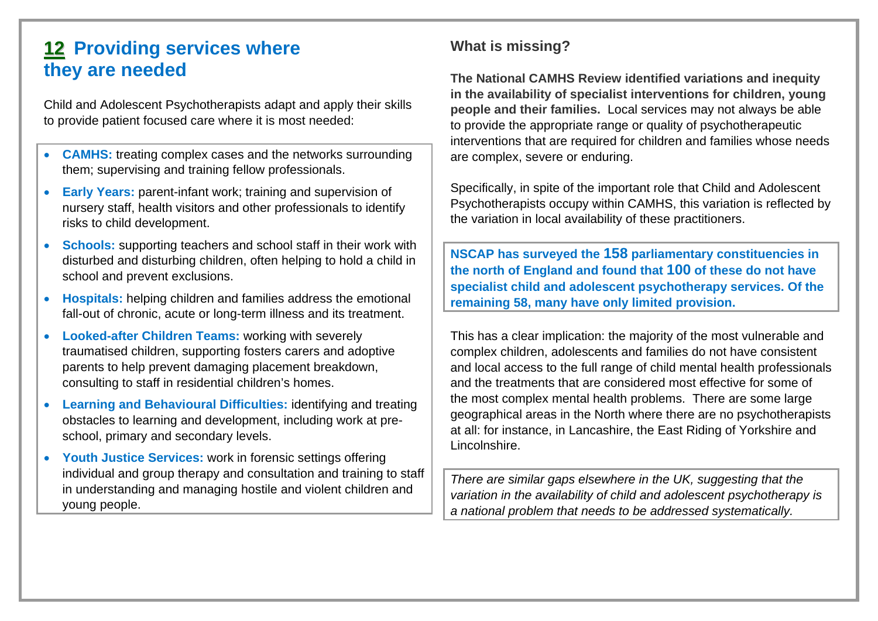# 12 Providing services where they are needed

Child and Adolescent Psychotherapists adapt and apply their skills to provide patient focused care where it is most needed:

- **CAMHS:** treating complex cases and the networks surrounding them; supervising and training fellow professionals.
- **Early Years:** parent-infant work; training and supervision of nursery staff, health visitors and other professionals to identify risks to child development.
- **Schools:** supporting teachers and school staff in their work with disturbed and disturbing children, often helping to hold a child in school and prevent exclusions.
- **Hospitals:** helping children and families address the emotional fall-out of chronic, acute or long-term illness and its treatment.
- **Looked-after Children Teams:** working with severely traumatised children, supporting fosters carers and adoptive parents to help prevent damaging placement breakdown, consulting to staff in residential children's homes.
- **Learning and Behavioural Difficulties:** identifying and treating obstacles to learning and development, including work at pre-school, primary and secondary levels.
- **Youth Justice Services:** work in forensic settings offering individual and group therapy and consultation and training to staff in understanding and managing hostile and violent children and young people.

## What is missing?

**The National CAMHS Review identified variations and inequity in the availability of specialist interventions for children, young people and their families.** Local services may not always be able to provide the appropriate range or quality of psychotherapeutic interventions that are required for children and families whose needs are complex, severe or enduring.

Specifically, in spite of the important role that Child and Adolescent Psychotherapists occupy within CAMHS, this variation is reflected by the variation in local availability of these practitioners.

**NSCAP has surveyed the 158 parliamentary constituencies in the north of England and found that 100 of these do not have specialist child and adolescent psychotherapy services. Of the remaining 58, many have only limited provision.**

This has a clear implication: the majority of the most vulnerable and complex children, adolescents and families do not have consistent and local access to the full range of child mental health professionals and the treatments that are considered most effective for some of the most complex mental health problems. There are some large geographical areas in the North where there are no psychotherapists at all: for instance, in Lancashire, the East Riding of Yorkshire and Lincolnshire.

*There are similar gaps elsewhere in the UK, suggesting that the variation in the availability of child and adolescent psychotherapy is a national problem that needs to be addressed systematically.*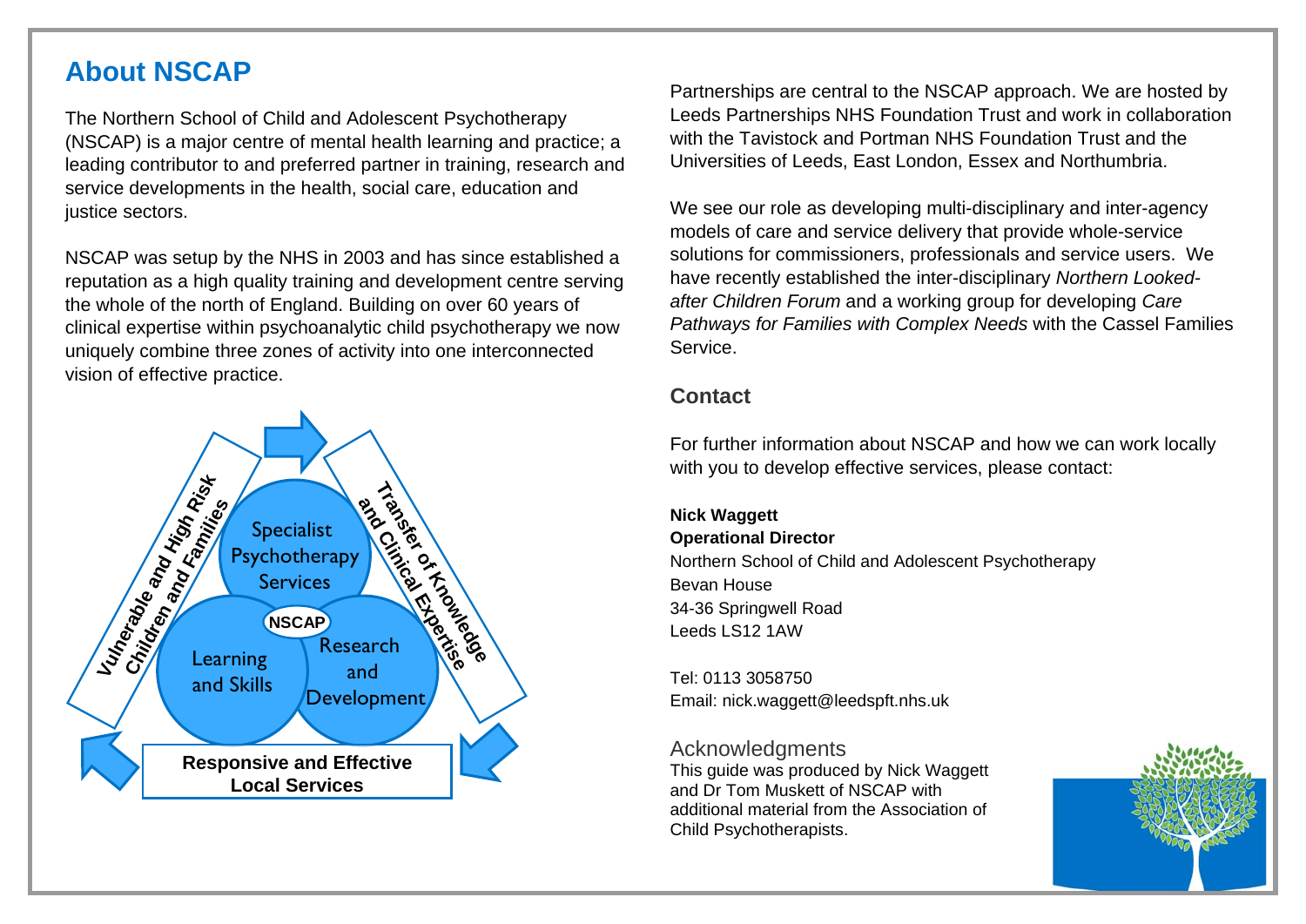## About NSCAP

The Northern School of Child and Adolescent Psychotherapy (NSCAP) is a major centre of mental health learning and practice; a leading contributor to and preferred partner in training, research and service developments in the health, social care, education and justice sectors.

NSCAP was setup by the NHS in 2003 and has since established a reputation as a high quality training and development centre serving the whole of the north of England. Building on over 60 years of clinical expertise within psychoanalytic child psychotherapy we now uniquely combine three zones of activity into one interconnected vision of effective practice.

Vulnerable and High Risk Children and Families

Specialist Psychotherapy Services

Transfer of Knowledge and Clinical Expertise

NSCAP

Learning and Skills

Research and Development

Responsive and Effective Local Services

Partnerships are central to the NSCAP approach. We are hosted by Leeds Partnerships NHS Foundation Trust and work in collaboration with the Tavistock and Portman NHS Foundation Trust and the Universities of Leeds, East London, Essex and Northumbria.

We see our role as developing multi-disciplinary and inter-agency models of care and service delivery that provide whole-service solutions for commissioners, professionals and service users. We have recently established the inter-disciplinary *Northern Looked-after Children Forum* and a working group for developing *Care Pathways for Families with Complex Needs* with the Cassel Families Service.

### Contact

For further information about NSCAP and how we can work locally with you to develop effective services, please contact:

**Nick Waggett**
**Operational Director**
Northern School of Child and Adolescent Psychotherapy
Bevan House
34-36 Springwell Road
Leeds LS12 1AW

Tel: 0113 3058750
Email: nick.waggett@leedspft.nhs.uk

### Acknowledgments

This guide was produced by Nick Waggett and Dr Tom Muskett of NSCAP with additional material from the Association of Child Psychotherapists.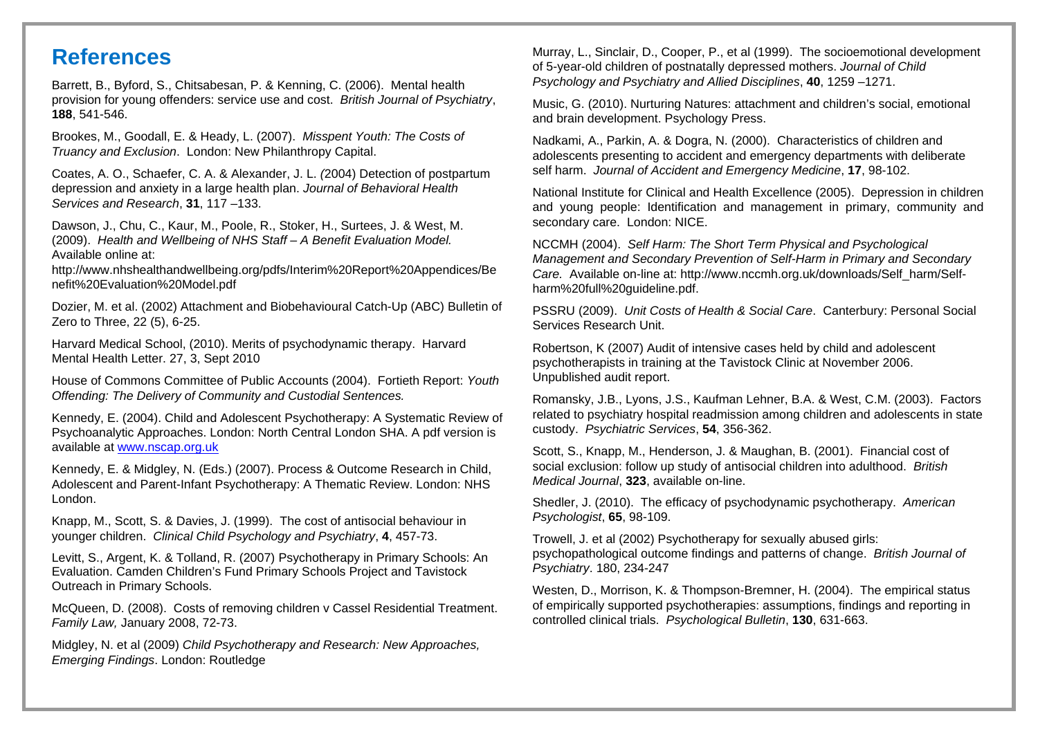# References

Barrett, B., Byford, S., Chitsabesan, P. & Kenning, C. (2006). Mental health provision for young offenders: service use and cost. *British Journal of Psychiatry*, **188**, 541-546.

Brookes, M., Goodall, E. & Heady, L. (2007). *Misspent Youth: The Costs of Truancy and Exclusion*. London: New Philanthropy Capital.

Coates, A. O., Schaefer, C. A. & Alexander, J. L. *(*2004) Detection of postpartum depression and anxiety in a large health plan. *Journal of Behavioral Health Services and Research*, **31**, 117 –133.

Dawson, J., Chu, C., Kaur, M., Poole, R., Stoker, H., Surtees, J. & West, M. (2009). *Health and Wellbeing of NHS Staff – A Benefit Evaluation Model.* Available online at: http://www.nhshealthandwellbeing.org/pdfs/Interim%20Report%20Appendices/Benefit%20Evaluation%20Model.pdf

Dozier, M. et al. (2002) Attachment and Biobehavioural Catch-Up (ABC) Bulletin of Zero to Three, 22 (5), 6-25.

Harvard Medical School, (2010). Merits of psychodynamic therapy. Harvard Mental Health Letter. 27, 3, Sept 2010

House of Commons Committee of Public Accounts (2004). Fortieth Report: *Youth Offending: The Delivery of Community and Custodial Sentences.*

Kennedy, E. (2004). Child and Adolescent Psychotherapy: A Systematic Review of Psychoanalytic Approaches. London: North Central London SHA. A pdf version is available at [www.nscap.org.uk](http://www.nscap.org.uk)

Kennedy, E. & Midgley, N. (Eds.) (2007). Process & Outcome Research in Child, Adolescent and Parent-Infant Psychotherapy: A Thematic Review. London: NHS London.

Knapp, M., Scott, S. & Davies, J. (1999). The cost of antisocial behaviour in younger children. *Clinical Child Psychology and Psychiatry*, **4**, 457-73.

Levitt, S., Argent, K. & Tolland, R. (2007) Psychotherapy in Primary Schools: An Evaluation. Camden Children's Fund Primary Schools Project and Tavistock Outreach in Primary Schools.

McQueen, D. (2008). Costs of removing children v Cassel Residential Treatment. *Family Law,* January 2008, 72-73.

Midgley, N. et al (2009) *Child Psychotherapy and Research: New Approaches, Emerging Findings*. London: Routledge

Murray, L., Sinclair, D., Cooper, P., et al (1999). The socioemotional development of 5-year-old children of postnatally depressed mothers. *Journal of Child Psychology and Psychiatry and Allied Disciplines*, **40**, 1259 –1271.

Music, G. (2010). Nurturing Natures: attachment and children's social, emotional and brain development. Psychology Press.

Nadkami, A., Parkin, A. & Dogra, N. (2000). Characteristics of children and adolescents presenting to accident and emergency departments with deliberate self harm. *Journal of Accident and Emergency Medicine*, **17**, 98-102.

National Institute for Clinical and Health Excellence (2005). Depression in children and young people: Identification and management in primary, community and secondary care. London: NICE.

NCCMH (2004). *Self Harm: The Short Term Physical and Psychological Management and Secondary Prevention of Self-Harm in Primary and Secondary Care.* Available on-line at: http://www.nccmh.org.uk/downloads/Self_harm/Self-harm%20full%20guideline.pdf.

PSSRU (2009). *Unit Costs of Health & Social Care*. Canterbury: Personal Social Services Research Unit.

Robertson, K (2007) Audit of intensive cases held by child and adolescent psychotherapists in training at the Tavistock Clinic at November 2006. Unpublished audit report.

Romansky, J.B., Lyons, J.S., Kaufman Lehner, B.A. & West, C.M. (2003). Factors related to psychiatry hospital readmission among children and adolescents in state custody. *Psychiatric Services*, **54**, 356-362.

Scott, S., Knapp, M., Henderson, J. & Maughan, B. (2001). Financial cost of social exclusion: follow up study of antisocial children into adulthood. *British Medical Journal*, **323**, available on-line.

Shedler, J. (2010). The efficacy of psychodynamic psychotherapy. *American Psychologist*, **65**, 98-109.

Trowell, J. et al (2002) Psychotherapy for sexually abused girls: psychopathological outcome findings and patterns of change. *British Journal of Psychiatry*. 180, 234-247

Westen, D., Morrison, K. & Thompson-Bremner, H. (2004). The empirical status of empirically supported psychotherapies: assumptions, findings and reporting in controlled clinical trials. *Psychological Bulletin*, **130**, 631-663.